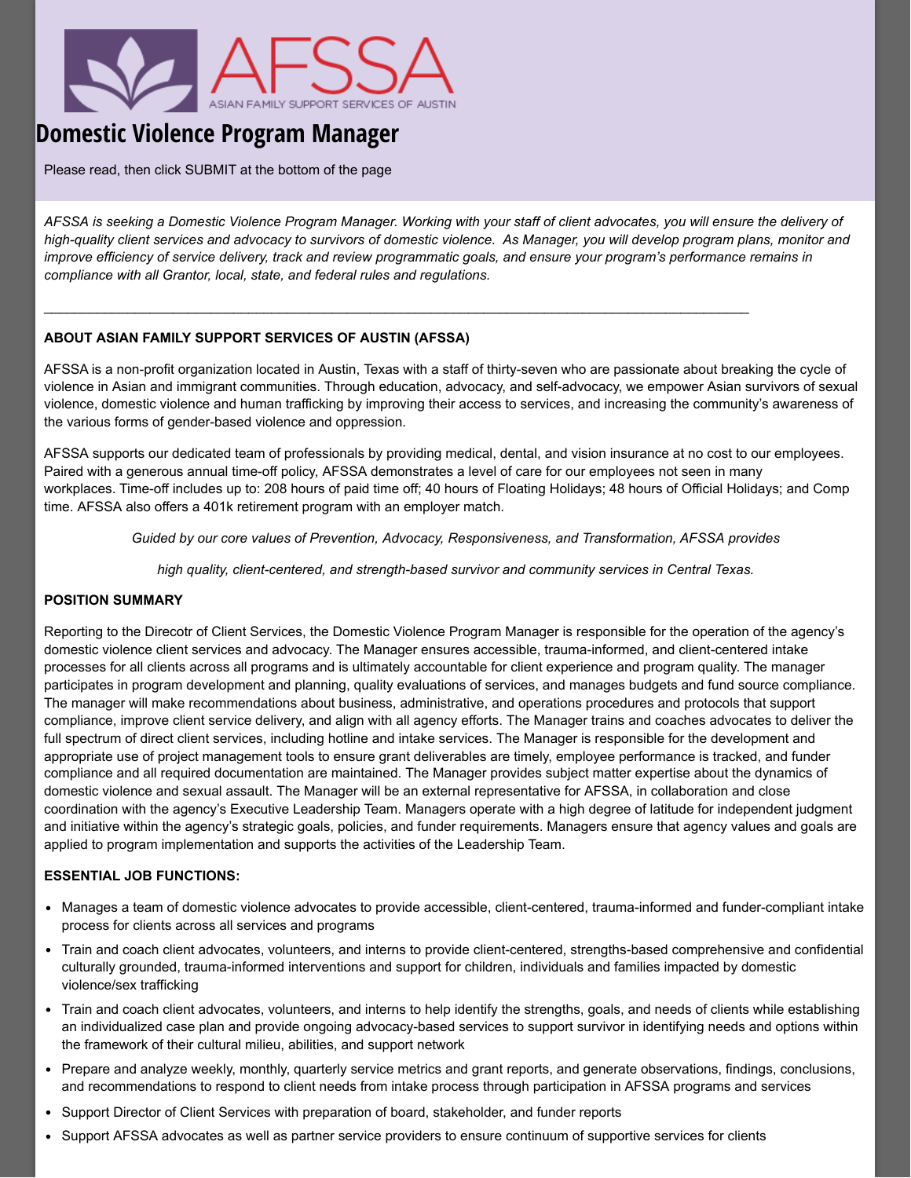AFSSA

ASIAN FAMILY SUPPORT SERVICES OF AUSTIN

# Domestic Violence Program Manager

Please read, then click SUBMIT at the bottom of the page

*AFSSA is seeking a Domestic Violence Program Manager. Working with your staff of client advocates, you will ensure the delivery of high-quality client services and advocacy to survivors of domestic violence. As Manager, you will develop program plans, monitor and improve efficiency of service delivery, track and review programmatic goals, and ensure your program's performance remains in compliance with all Grantor, local, state, and federal rules and regulations.*

---

**ABOUT ASIAN FAMILY SUPPORT SERVICES OF AUSTIN (AFSSA)**

AFSSA is a non-profit organization located in Austin, Texas with a staff of thirty-seven who are passionate about breaking the cycle of violence in Asian and immigrant communities. Through education, advocacy, and self-advocacy, we empower Asian survivors of sexual violence, domestic violence and human trafficking by improving their access to services, and increasing the community's awareness of the various forms of gender-based violence and oppression.

AFSSA supports our dedicated team of professionals by providing medical, dental, and vision insurance at no cost to our employees. Paired with a generous annual time-off policy, AFSSA demonstrates a level of care for our employees not seen in many workplaces. Time-off includes up to: 208 hours of paid time off; 40 hours of Floating Holidays; 48 hours of Official Holidays; and Comp time. AFSSA also offers a 401k retirement program with an employer match.

*Guided by our core values of Prevention, Advocacy, Responsiveness, and Transformation, AFSSA provides*

*high quality, client-centered, and strength-based survivor and community services in Central Texas.*

**POSITION SUMMARY**

Reporting to the Direcotr of Client Services, the Domestic Violence Program Manager is responsible for the operation of the agency's domestic violence client services and advocacy. The Manager ensures accessible, trauma-informed, and client-centered intake processes for all clients across all programs and is ultimately accountable for client experience and program quality. The manager participates in program development and planning, quality evaluations of services, and manages budgets and fund source compliance. The manager will make recommendations about business, administrative, and operations procedures and protocols that support compliance, improve client service delivery, and align with all agency efforts. The Manager trains and coaches advocates to deliver the full spectrum of direct client services, including hotline and intake services. The Manager is responsible for the development and appropriate use of project management tools to ensure grant deliverables are timely, employee performance is tracked, and funder compliance and all required documentation are maintained. The Manager provides subject matter expertise about the dynamics of domestic violence and sexual assault. The Manager will be an external representative for AFSSA, in collaboration and close coordination with the agency's Executive Leadership Team. Managers operate with a high degree of latitude for independent judgment and initiative within the agency's strategic goals, policies, and funder requirements. Managers ensure that agency values and goals are applied to program implementation and supports the activities of the Leadership Team.

**ESSENTIAL JOB FUNCTIONS:**

- Manages a team of domestic violence advocates to provide accessible, client-centered, trauma-informed and funder-compliant intake process for clients across all services and programs
- Train and coach client advocates, volunteers, and interns to provide client-centered, strengths-based comprehensive and confidential culturally grounded, trauma-informed interventions and support for children, individuals and families impacted by domestic violence/sex trafficking
- Train and coach client advocates, volunteers, and interns to help identify the strengths, goals, and needs of clients while establishing an individualized case plan and provide ongoing advocacy-based services to support survivor in identifying needs and options within the framework of their cultural milieu, abilities, and support network
- Prepare and analyze weekly, monthly, quarterly service metrics and grant reports, and generate observations, findings, conclusions, and recommendations to respond to client needs from intake process through participation in AFSSA programs and services
- Support Director of Client Services with preparation of board, stakeholder, and funder reports
- Support AFSSA advocates as well as partner service providers to ensure continuum of supportive services for clients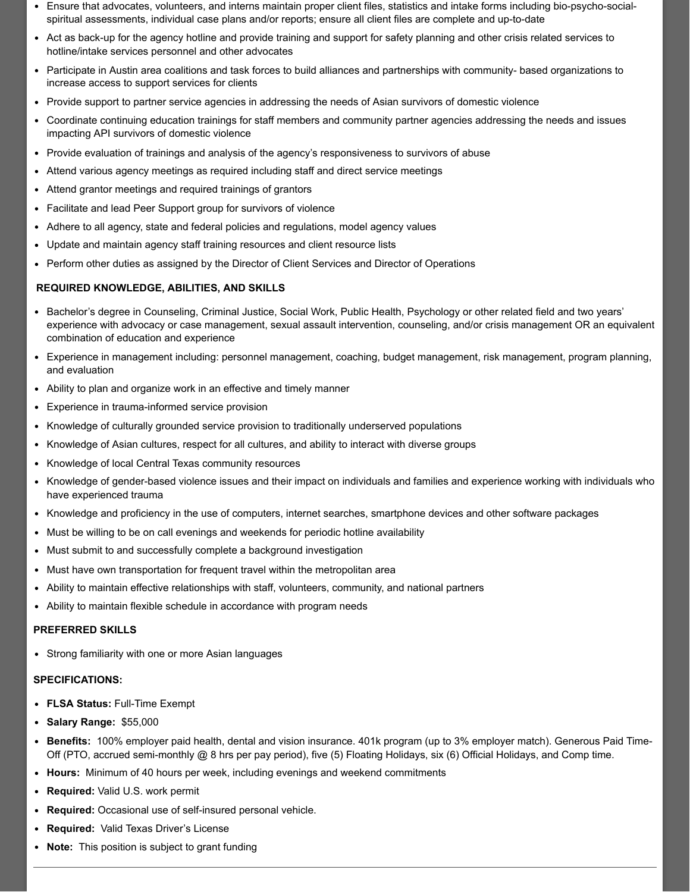- Ensure that advocates, volunteers, and interns maintain proper client files, statistics and intake forms including bio-psycho-social-spiritual assessments, individual case plans and/or reports; ensure all client files are complete and up-to-date
- Act as back-up for the agency hotline and provide training and support for safety planning and other crisis related services to hotline/intake services personnel and other advocates
- Participate in Austin area coalitions and task forces to build alliances and partnerships with community- based organizations to increase access to support services for clients
- Provide support to partner service agencies in addressing the needs of Asian survivors of domestic violence
- Coordinate continuing education trainings for staff members and community partner agencies addressing the needs and issues impacting API survivors of domestic violence
- Provide evaluation of trainings and analysis of the agency's responsiveness to survivors of abuse
- Attend various agency meetings as required including staff and direct service meetings
- Attend grantor meetings and required trainings of grantors
- Facilitate and lead Peer Support group for survivors of violence
- Adhere to all agency, state and federal policies and regulations, model agency values
- Update and maintain agency staff training resources and client resource lists
- Perform other duties as assigned by the Director of Client Services and Director of Operations

**REQUIRED KNOWLEDGE, ABILITIES, AND SKILLS**

- Bachelor's degree in Counseling, Criminal Justice, Social Work, Public Health, Psychology or other related field and two years' experience with advocacy or case management, sexual assault intervention, counseling, and/or crisis management OR an equivalent combination of education and experience
- Experience in management including: personnel management, coaching, budget management, risk management, program planning, and evaluation
- Ability to plan and organize work in an effective and timely manner
- Experience in trauma-informed service provision
- Knowledge of culturally grounded service provision to traditionally underserved populations
- Knowledge of Asian cultures, respect for all cultures, and ability to interact with diverse groups
- Knowledge of local Central Texas community resources
- Knowledge of gender-based violence issues and their impact on individuals and families and experience working with individuals who have experienced trauma
- Knowledge and proficiency in the use of computers, internet searches, smartphone devices and other software packages
- Must be willing to be on call evenings and weekends for periodic hotline availability
- Must submit to and successfully complete a background investigation
- Must have own transportation for frequent travel within the metropolitan area
- Ability to maintain effective relationships with staff, volunteers, community, and national partners
- Ability to maintain flexible schedule in accordance with program needs

**PREFERRED SKILLS**

- Strong familiarity with one or more Asian languages

**SPECIFICATIONS:**

- **FLSA Status:** Full-Time Exempt
- **Salary Range:** $55,000
- **Benefits:** 100% employer paid health, dental and vision insurance. 401k program (up to 3% employer match). Generous Paid Time-Off (PTO, accrued semi-monthly @ 8 hrs per pay period), five (5) Floating Holidays, six (6) Official Holidays, and Comp time.
- **Hours:** Minimum of 40 hours per week, including evenings and weekend commitments
- **Required:** Valid U.S. work permit
- **Required:** Occasional use of self-insured personal vehicle.
- **Required:** Valid Texas Driver's License
- **Note:** This position is subject to grant funding